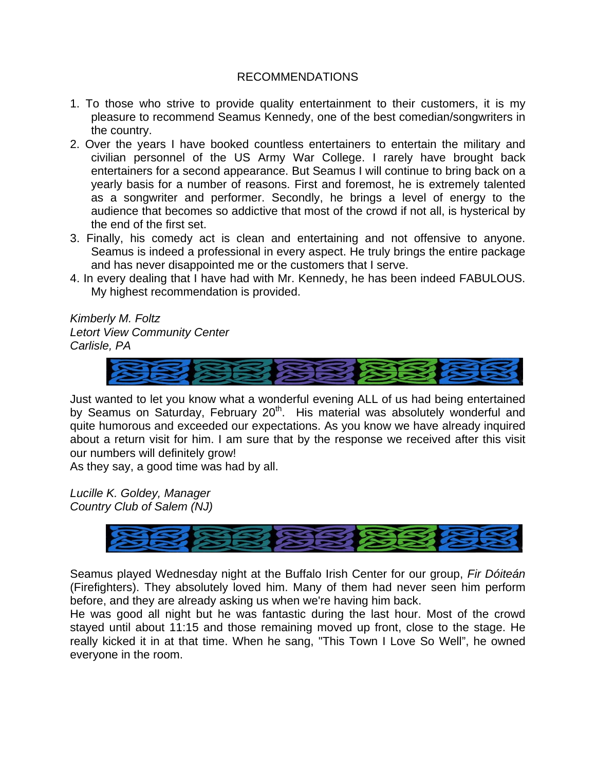# RECOMMENDATIONS

1. To those who strive to provide quality entertainment to their customers, it is my pleasure to recommend Seamus Kennedy, one of the best comedian/songwriters in the country.
2. Over the years I have booked countless entertainers to entertain the military and civilian personnel of the US Army War College. I rarely have brought back entertainers for a second appearance. But Seamus I will continue to bring back on a yearly basis for a number of reasons. First and foremost, he is extremely talented as a songwriter and performer. Secondly, he brings a level of energy to the audience that becomes so addictive that most of the crowd if not all, is hysterical by the end of the first set.
3. Finally, his comedy act is clean and entertaining and not offensive to anyone. Seamus is indeed a professional in every aspect. He truly brings the entire package and has never disappointed me or the customers that I serve.
4. In every dealing that I have had with Mr. Kennedy, he has been indeed FABULOUS. My highest recommendation is provided.

*Kimberly M. Foltz*
*Letort View Community Center*
*Carlisle, PA*

Just wanted to let you know what a wonderful evening ALL of us had being entertained by Seamus on Saturday, February 20th. His material was absolutely wonderful and quite humorous and exceeded our expectations. As you know we have already inquired about a return visit for him. I am sure that by the response we received after this visit our numbers will definitely grow!
As they say, a good time was had by all.

*Lucille K. Goldey, Manager*
*Country Club of Salem (NJ)*

Seamus played Wednesday night at the Buffalo Irish Center for our group, *Fir Dóiteán* (Firefighters). They absolutely loved him. Many of them had never seen him perform before, and they are already asking us when we're having him back.
He was good all night but he was fantastic during the last hour. Most of the crowd stayed until about 11:15 and those remaining moved up front, close to the stage. He really kicked it in at that time. When he sang, "This Town I Love So Well", he owned everyone in the room.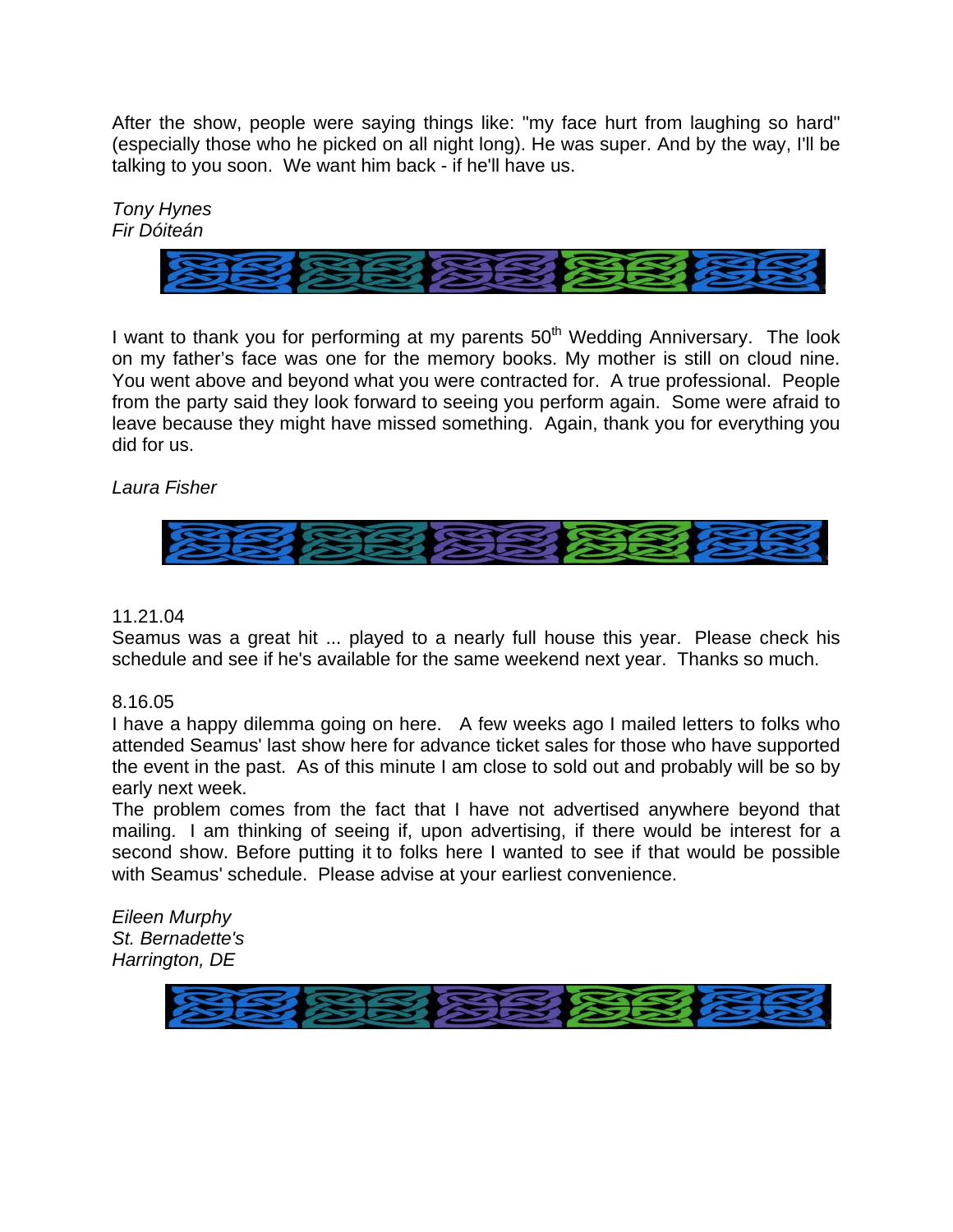After the show, people were saying things like: "my face hurt from laughing so hard" (especially those who he picked on all night long). He was super. And by the way, I'll be talking to you soon. We want him back - if he'll have us.

*Tony Hynes*
*Fir Dóiteán*

I want to thank you for performing at my parents 50th Wedding Anniversary. The look on my father's face was one for the memory books. My mother is still on cloud nine. You went above and beyond what you were contracted for. A true professional. People from the party said they look forward to seeing you perform again. Some were afraid to leave because they might have missed something. Again, thank you for everything you did for us.

*Laura Fisher*

11.21.04
Seamus was a great hit ... played to a nearly full house this year. Please check his schedule and see if he's available for the same weekend next year. Thanks so much.

8.16.05
I have a happy dilemma going on here. A few weeks ago I mailed letters to folks who attended Seamus' last show here for advance ticket sales for those who have supported the event in the past. As of this minute I am close to sold out and probably will be so by early next week.
The problem comes from the fact that I have not advertised anywhere beyond that mailing. I am thinking of seeing if, upon advertising, if there would be interest for a second show. Before putting it to folks here I wanted to see if that would be possible with Seamus' schedule. Please advise at your earliest convenience.

*Eileen Murphy*
*St. Bernadette's*
*Harrington, DE*